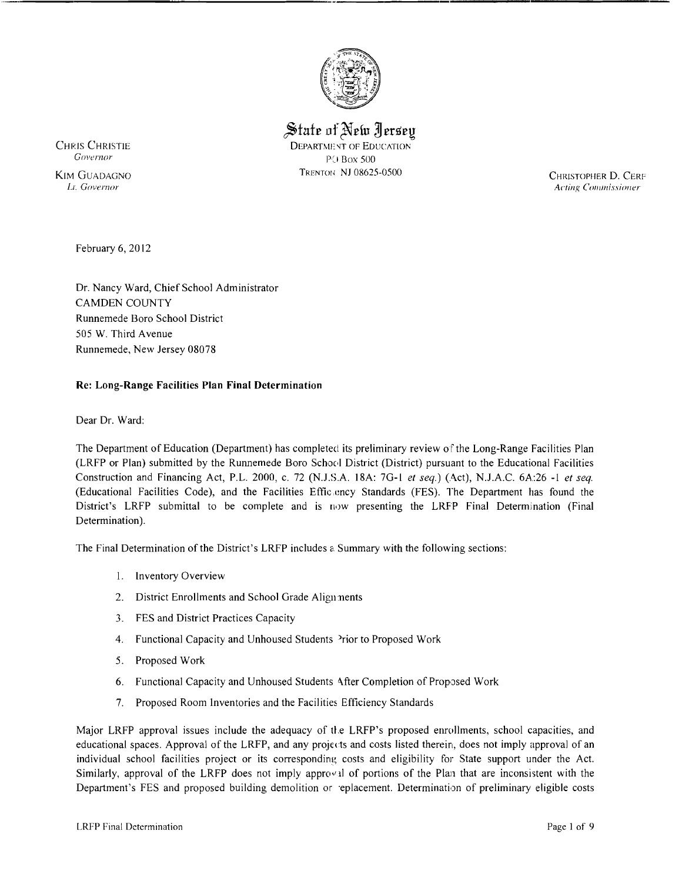**State of New Jersey**
DEPARTMENT OF EDUCATION
PO Box 500
TRENTON NJ 08625-0500

CHRIS CHRISTIE
*Governor*

KIM GUADAGNO
*Lt. Governor*

CHRISTOPHER D. CERF
*Acting Commissioner*

February 6, 2012

Dr. Nancy Ward, Chief School Administrator
CAMDEN COUNTY
Runnemede Boro School District
505 W. Third Avenue
Runnemede, New Jersey 08078

**Re: Long-Range Facilities Plan Final Determination**

Dear Dr. Ward:

The Department of Education (Department) has completed its preliminary review of the Long-Range Facilities Plan (LRFP or Plan) submitted by the Runnemede Boro School District (District) pursuant to the Educational Facilities Construction and Financing Act, P.L. 2000, c. 72 (N.J.S.A. 18A: 7G-1 *et seq.*) (Act), N.J.A.C. 6A:26 -1 *et seq.* (Educational Facilities Code), and the Facilities Efficiency Standards (FES). The Department has found the District's LRFP submittal to be complete and is now presenting the LRFP Final Determination (Final Determination).

The Final Determination of the District's LRFP includes a Summary with the following sections:

1. Inventory Overview
2. District Enrollments and School Grade Alignments
3. FES and District Practices Capacity
4. Functional Capacity and Unhoused Students Prior to Proposed Work
5. Proposed Work
6. Functional Capacity and Unhoused Students After Completion of Proposed Work
7. Proposed Room Inventories and the Facilities Efficiency Standards

Major LRFP approval issues include the adequacy of the LRFP's proposed enrollments, school capacities, and educational spaces. Approval of the LRFP, and any projects and costs listed therein, does not imply approval of an individual school facilities project or its corresponding costs and eligibility for State support under the Act. Similarly, approval of the LRFP does not imply approval of portions of the Plan that are inconsistent with the Department's FES and proposed building demolition or replacement. Determination of preliminary eligible costs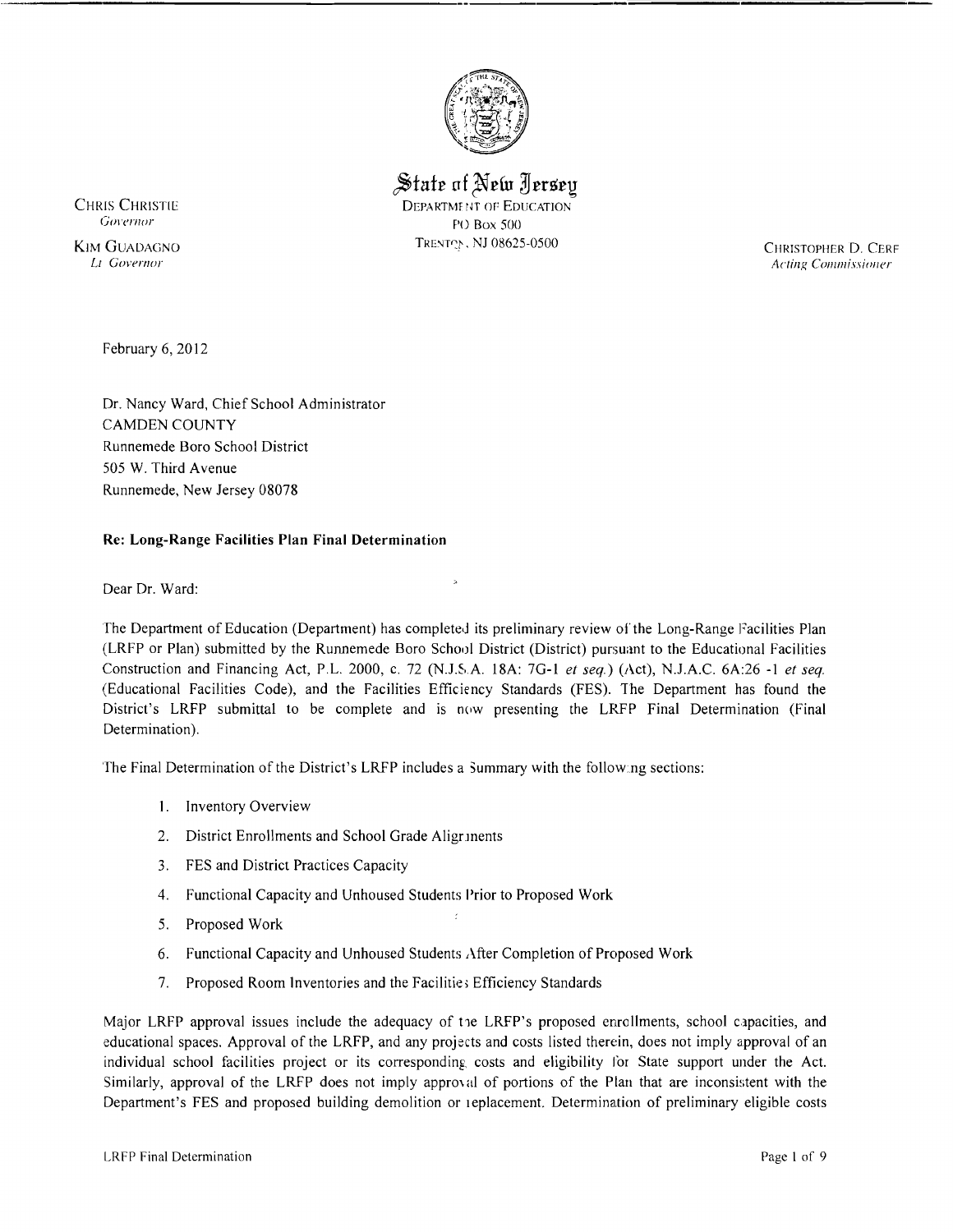State of New Jersey
DEPARTMENT OF EDUCATION
PO Box 500
TRENTON, NJ 08625-0500

CHRIS CHRISTIE
*Governor*

KIM GUADAGNO
*Lt Governor*

CHRISTOPHER D. CERF
*Acting Commissioner*

February 6, 2012

Dr. Nancy Ward, Chief School Administrator
CAMDEN COUNTY
Runnemede Boro School District
505 W. Third Avenue
Runnemede, New Jersey 08078

**Re: Long-Range Facilities Plan Final Determination**

Dear Dr. Ward:

The Department of Education (Department) has completed its preliminary review of the Long-Range Facilities Plan (LRFP or Plan) submitted by the Runnemede Boro School District (District) pursuant to the Educational Facilities Construction and Financing Act, P.L. 2000, c. 72 (N.J.S.A. 18A: 7G-1 *et seq.*) (Act), N.J.A.C. 6A:26 -1 *et seq.* (Educational Facilities Code), and the Facilities Efficiency Standards (FES). The Department has found the District's LRFP submittal to be complete and is now presenting the LRFP Final Determination (Final Determination).

The Final Determination of the District's LRFP includes a Summary with the following sections:

1. Inventory Overview
2. District Enrollments and School Grade Alignments
3. FES and District Practices Capacity
4. Functional Capacity and Unhoused Students Prior to Proposed Work
5. Proposed Work
6. Functional Capacity and Unhoused Students After Completion of Proposed Work
7. Proposed Room Inventories and the Facilities Efficiency Standards

Major LRFP approval issues include the adequacy of the LRFP's proposed enrollments, school capacities, and educational spaces. Approval of the LRFP, and any projects and costs listed therein, does not imply approval of an individual school facilities project or its corresponding costs and eligibility for State support under the Act. Similarly, approval of the LRFP does not imply approval of portions of the Plan that are inconsistent with the Department's FES and proposed building demolition or replacement. Determination of preliminary eligible costs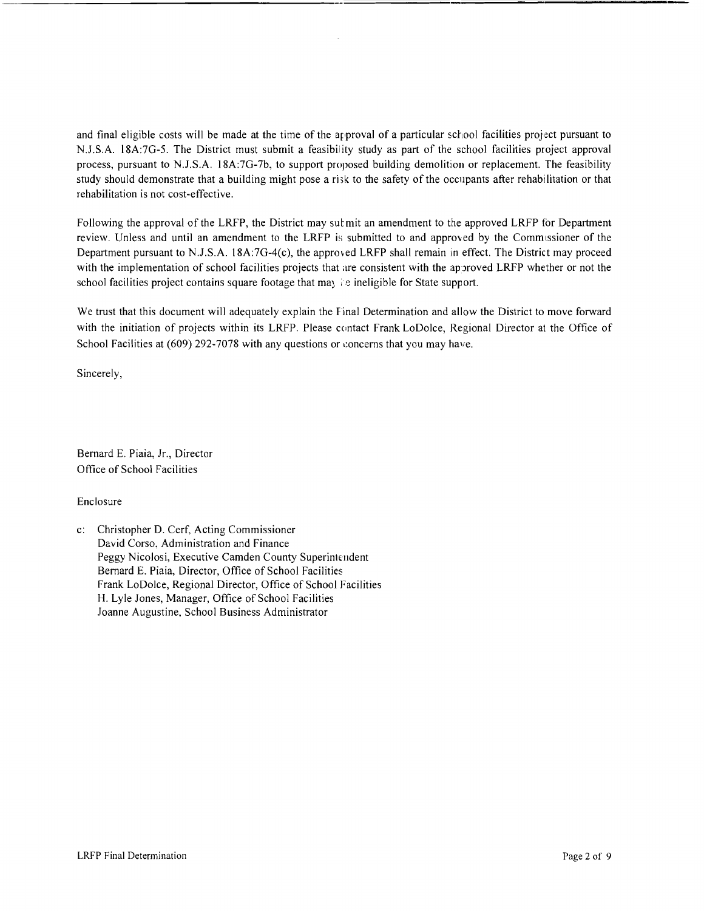and final eligible costs will be made at the time of the approval of a particular school facilities project pursuant to N.J.S.A. 18A:7G-5. The District must submit a feasibility study as part of the school facilities project approval process, pursuant to N.J.S.A. 18A:7G-7b, to support proposed building demolition or replacement. The feasibility study should demonstrate that a building might pose a risk to the safety of the occupants after rehabilitation or that rehabilitation is not cost-effective.

Following the approval of the LRFP, the District may submit an amendment to the approved LRFP for Department review. Unless and until an amendment to the LRFP is submitted to and approved by the Commissioner of the Department pursuant to N.J.S.A. 18A:7G-4(c), the approved LRFP shall remain in effect. The District may proceed with the implementation of school facilities projects that are consistent with the approved LRFP whether or not the school facilities project contains square footage that may be ineligible for State support.

We trust that this document will adequately explain the Final Determination and allow the District to move forward with the initiation of projects within its LRFP. Please contact Frank LoDolce, Regional Director at the Office of School Facilities at (609) 292-7078 with any questions or concerns that you may have.

Sincerely,

Bernard E. Piaia, Jr., Director
Office of School Facilities

Enclosure

c: Christopher D. Cerf, Acting Commissioner
David Corso, Administration and Finance
Peggy Nicolosi, Executive Camden County Superintendent
Bernard E. Piaia, Director, Office of School Facilities
Frank LoDolce, Regional Director, Office of School Facilities
H. Lyle Jones, Manager, Office of School Facilities
Joanne Augustine, School Business Administrator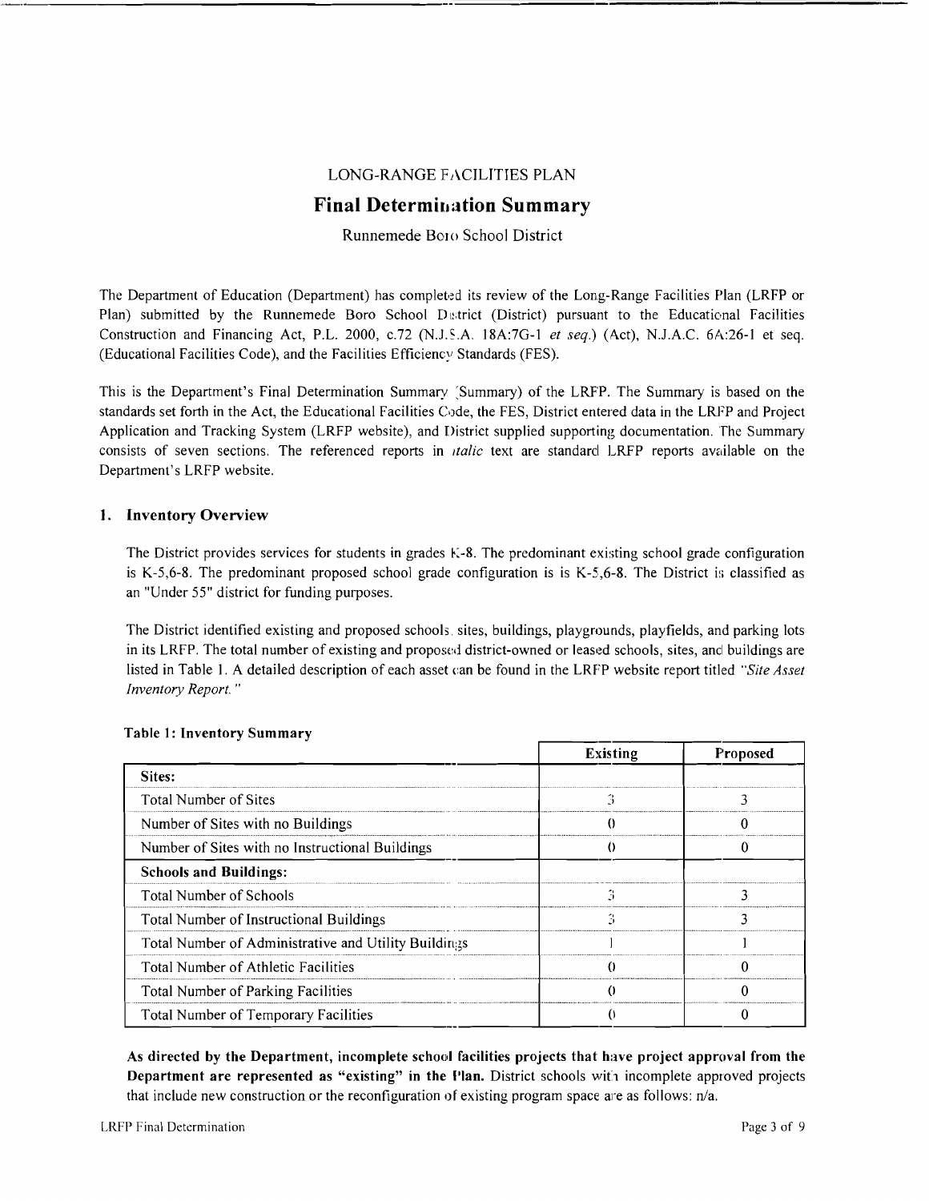LONG-RANGE FACILITIES PLAN

# Final Determination Summary

Runnemede Boro School District

The Department of Education (Department) has completed its review of the Long-Range Facilities Plan (LRFP or Plan) submitted by the Runnemede Boro School District (District) pursuant to the Educational Facilities Construction and Financing Act, P.L. 2000, c.72 (N.J.S.A. 18A:7G-1 *et seq.*) (Act), N.J.A.C. 6A:26-1 et seq. (Educational Facilities Code), and the Facilities Efficiency Standards (FES).

This is the Department's Final Determination Summary (Summary) of the LRFP. The Summary is based on the standards set forth in the Act, the Educational Facilities Code, the FES, District entered data in the LRFP and Project Application and Tracking System (LRFP website), and District supplied supporting documentation. The Summary consists of seven sections. The referenced reports in *italic* text are standard LRFP reports available on the Department's LRFP website.

## 1. Inventory Overview

The District provides services for students in grades K-8. The predominant existing school grade configuration is K-5,6-8. The predominant proposed school grade configuration is is K-5,6-8. The District is classified as an "Under 55" district for funding purposes.

The District identified existing and proposed schools, sites, buildings, playgrounds, playfields, and parking lots in its LRFP. The total number of existing and proposed district-owned or leased schools, sites, and buildings are listed in Table 1. A detailed description of each asset can be found in the LRFP website report titled *"Site Asset Inventory Report."*

**Table 1: Inventory Summary**

| | Existing | Proposed |
|---|---|---|
| **Sites:** | | |
| Total Number of Sites | 3 | 3 |
| Number of Sites with no Buildings | 0 | 0 |
| Number of Sites with no Instructional Buildings | 0 | 0 |
| **Schools and Buildings:** | | |
| Total Number of Schools | 3 | 3 |
| Total Number of Instructional Buildings | 3 | 3 |
| Total Number of Administrative and Utility Buildings | 1 | 1 |
| Total Number of Athletic Facilities | 0 | 0 |
| Total Number of Parking Facilities | 0 | 0 |
| Total Number of Temporary Facilities | 0 | 0 |

**As directed by the Department, incomplete school facilities projects that have project approval from the Department are represented as "existing" in the Plan.** District schools with incomplete approved projects that include new construction or the reconfiguration of existing program space are as follows: n/a.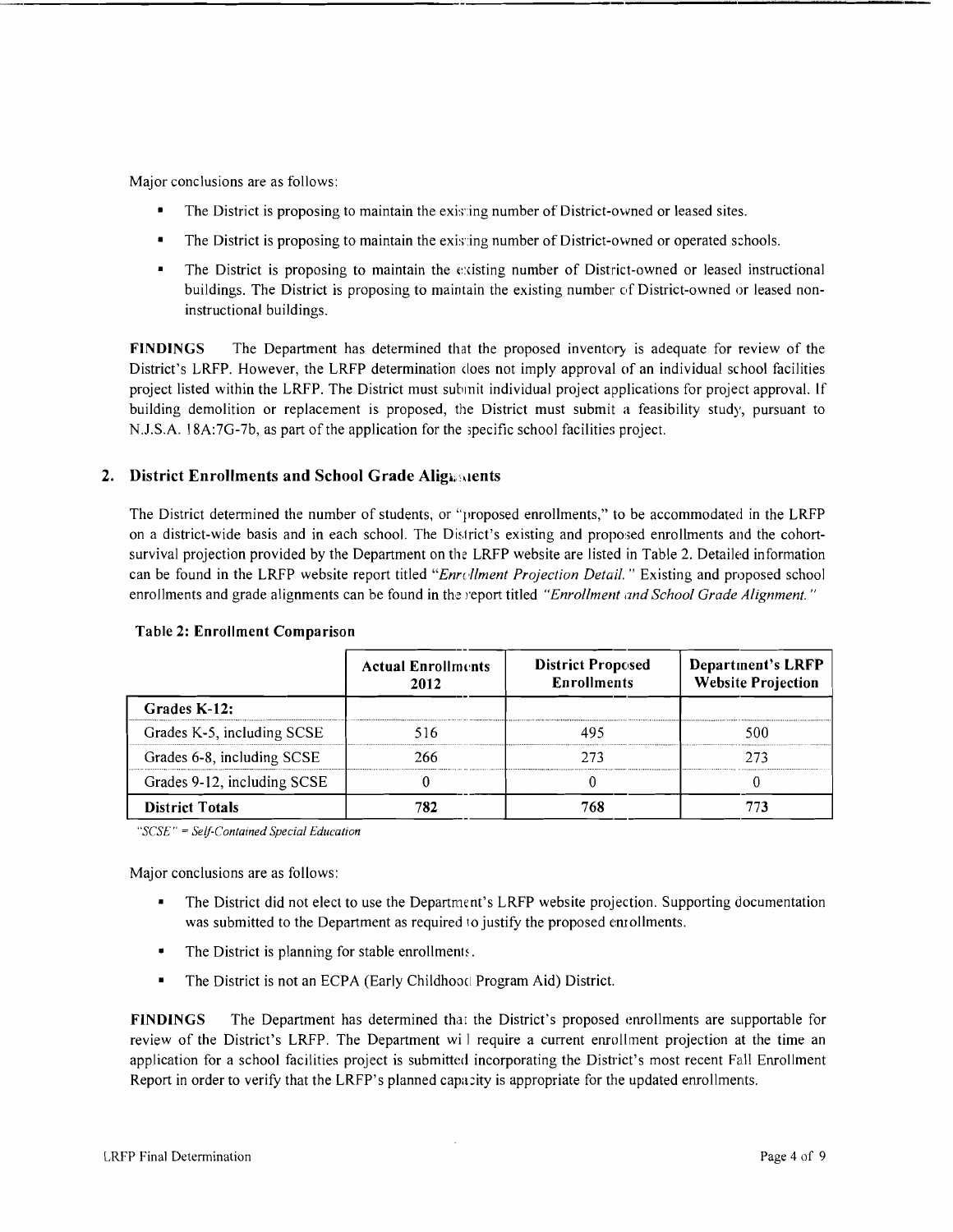Major conclusions are as follows:

- The District is proposing to maintain the existing number of District-owned or leased sites.
- The District is proposing to maintain the existing number of District-owned or operated schools.
- The District is proposing to maintain the existing number of District-owned or leased instructional buildings. The District is proposing to maintain the existing number of District-owned or leased non-instructional buildings.

**FINDINGS** The Department has determined that the proposed inventory is adequate for review of the District's LRFP. However, the LRFP determination does not imply approval of an individual school facilities project listed within the LRFP. The District must submit individual project applications for project approval. If building demolition or replacement is proposed, the District must submit a feasibility study, pursuant to N.J.S.A. 18A:7G-7b, as part of the application for the specific school facilities project.

## 2. District Enrollments and School Grade Alignments

The District determined the number of students, or "proposed enrollments," to be accommodated in the LRFP on a district-wide basis and in each school. The District's existing and proposed enrollments and the cohort-survival projection provided by the Department on the LRFP website are listed in Table 2. Detailed information can be found in the LRFP website report titled *"Enrollment Projection Detail."* Existing and proposed school enrollments and grade alignments can be found in the report titled *"Enrollment and School Grade Alignment."*

**Table 2: Enrollment Comparison**

| | Actual Enrollments 2012 | District Proposed Enrollments | Department's LRFP Website Projection |
|---|---|---|---|
| **Grades K-12:** | | | |
| Grades K-5, including SCSE | 516 | 495 | 500 |
| Grades 6-8, including SCSE | 266 | 273 | 273 |
| Grades 9-12, including SCSE | 0 | 0 | 0 |
| **District Totals** | **782** | **768** | **773** |

*"SCSE" = Self-Contained Special Education*

Major conclusions are as follows:

- The District did not elect to use the Department's LRFP website projection. Supporting documentation was submitted to the Department as required to justify the proposed enrollments.
- The District is planning for stable enrollments.
- The District is not an ECPA (Early Childhood Program Aid) District.

**FINDINGS** The Department has determined that the District's proposed enrollments are supportable for review of the District's LRFP. The Department will require a current enrollment projection at the time an application for a school facilities project is submitted incorporating the District's most recent Fall Enrollment Report in order to verify that the LRFP's planned capacity is appropriate for the updated enrollments.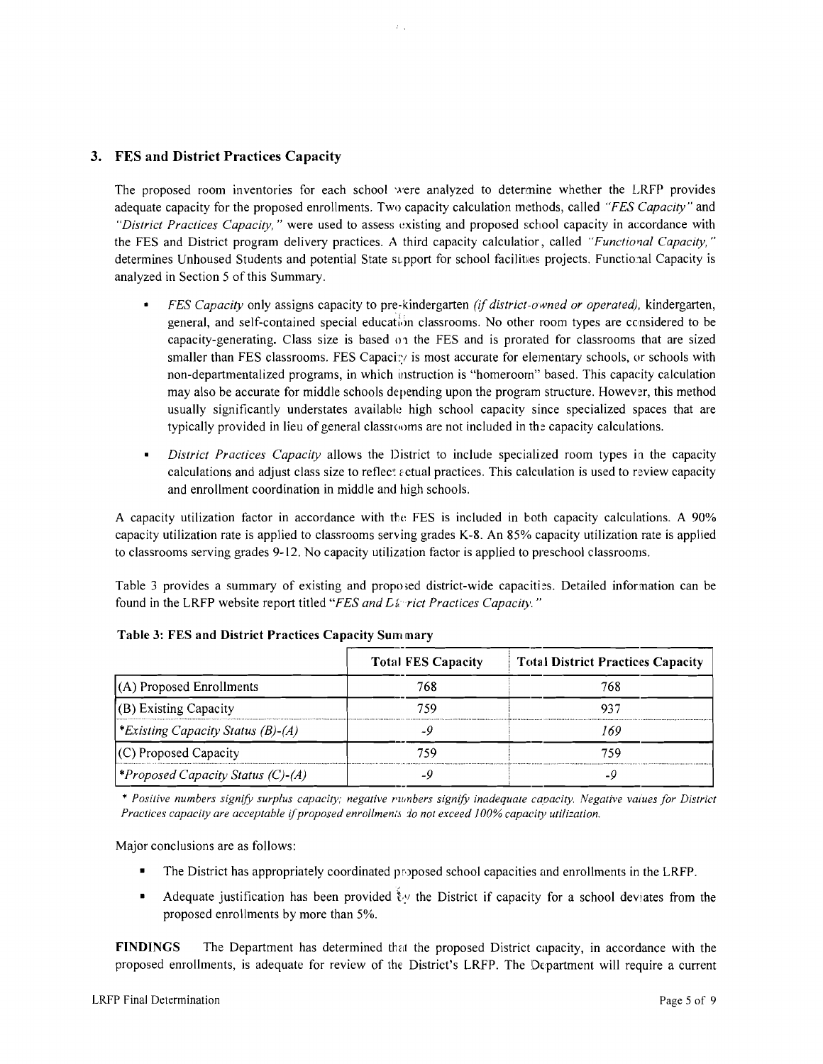## 3. FES and District Practices Capacity

The proposed room inventories for each school were analyzed to determine whether the LRFP provides adequate capacity for the proposed enrollments. Two capacity calculation methods, called *"FES Capacity"* and *"District Practices Capacity,"* were used to assess existing and proposed school capacity in accordance with the FES and District program delivery practices. A third capacity calculator, called *"Functional Capacity,"* determines Unhoused Students and potential State support for school facilities projects. Functional Capacity is analyzed in Section 5 of this Summary.

- *FES Capacity* only assigns capacity to pre-kindergarten *(if district-owned or operated)*, kindergarten, general, and self-contained special education classrooms. No other room types are considered to be capacity-generating. Class size is based on the FES and is prorated for classrooms that are sized smaller than FES classrooms. FES Capacity is most accurate for elementary schools, or schools with non-departmentalized programs, in which instruction is "homeroom" based. This capacity calculation may also be accurate for middle schools depending upon the program structure. However, this method usually significantly understates available high school capacity since specialized spaces that are typically provided in lieu of general classrooms are not included in the capacity calculations.
- *District Practices Capacity* allows the District to include specialized room types in the capacity calculations and adjust class size to reflect actual practices. This calculation is used to review capacity and enrollment coordination in middle and high schools.

A capacity utilization factor in accordance with the FES is included in both capacity calculations. A 90% capacity utilization rate is applied to classrooms serving grades K-8. An 85% capacity utilization rate is applied to classrooms serving grades 9-12. No capacity utilization factor is applied to preschool classrooms.

Table 3 provides a summary of existing and proposed district-wide capacities. Detailed information can be found in the LRFP website report titled *"FES and District Practices Capacity."*

**Table 3: FES and District Practices Capacity Summary**

| | Total FES Capacity | Total District Practices Capacity |
|---|---|---|
| (A) Proposed Enrollments | 768 | 768 |
| (B) Existing Capacity | 759 | 937 |
| *\*Existing Capacity Status (B)-(A)* | *-9* | *169* |
| (C) Proposed Capacity | 759 | 759 |
| *\*Proposed Capacity Status (C)-(A)* | *-9* | *-9* |

*\* Positive numbers signify surplus capacity; negative numbers signify inadequate capacity. Negative values for District Practices capacity are acceptable if proposed enrollments do not exceed 100% capacity utilization.*

Major conclusions are as follows:

- The District has appropriately coordinated proposed school capacities and enrollments in the LRFP.
- Adequate justification has been provided by the District if capacity for a school deviates from the proposed enrollments by more than 5%.

**FINDINGS** The Department has determined that the proposed District capacity, in accordance with the proposed enrollments, is adequate for review of the District's LRFP. The Department will require a current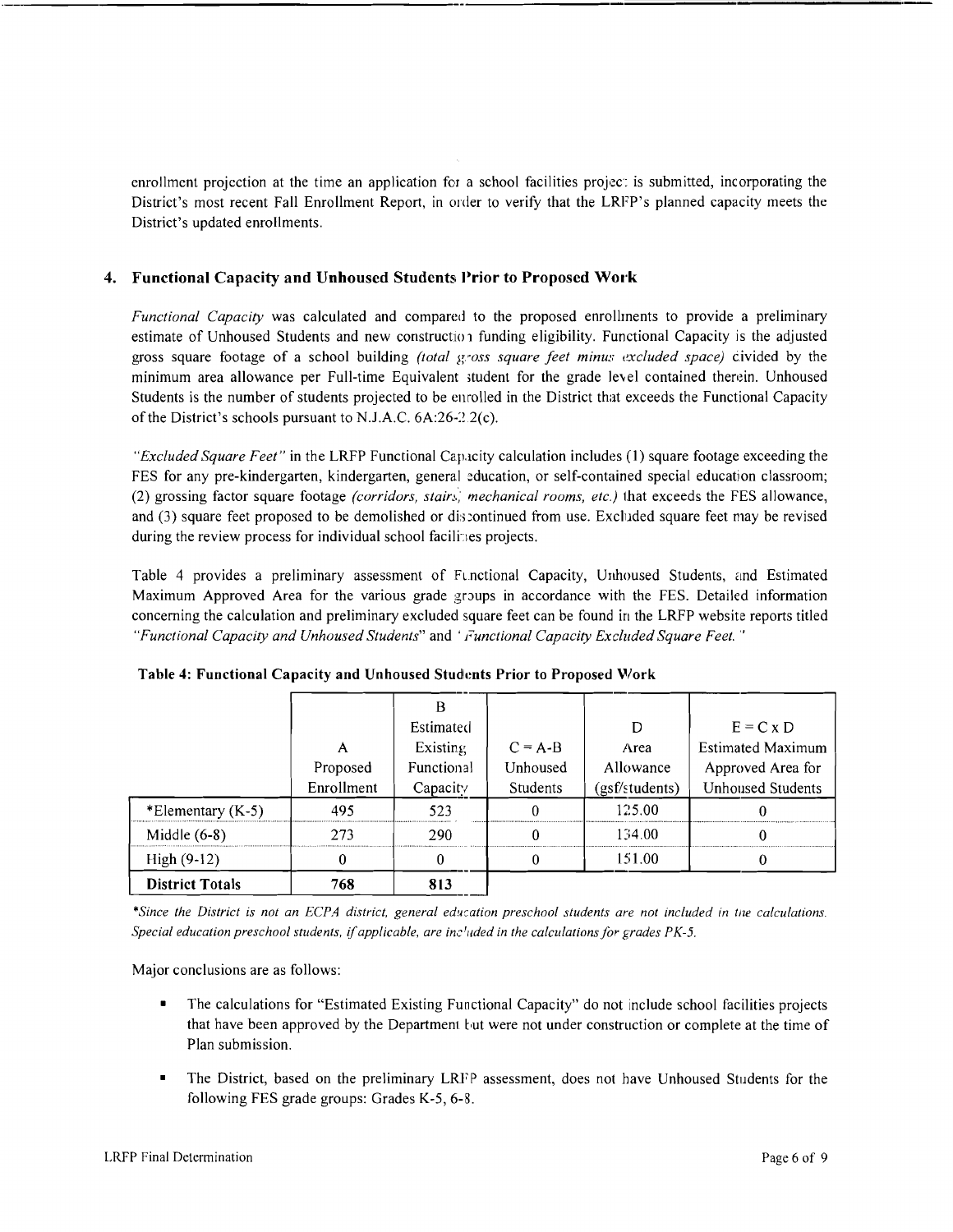enrollment projection at the time an application for a school facilities project is submitted, incorporating the District's most recent Fall Enrollment Report, in order to verify that the LRFP's planned capacity meets the District's updated enrollments.

## 4. Functional Capacity and Unhoused Students Prior to Proposed Work

*Functional Capacity* was calculated and compared to the proposed enrollments to provide a preliminary estimate of Unhoused Students and new construction funding eligibility. Functional Capacity is the adjusted gross square footage of a school building *(total gross square feet minus excluded space)* divided by the minimum area allowance per Full-time Equivalent student for the grade level contained therein. Unhoused Students is the number of students projected to be enrolled in the District that exceeds the Functional Capacity of the District's schools pursuant to N.J.A.C. 6A:26-2.2(c).

*"Excluded Square Feet"* in the LRFP Functional Capacity calculation includes (1) square footage exceeding the FES for any pre-kindergarten, kindergarten, general education, or self-contained special education classroom; (2) grossing factor square footage *(corridors, stairs, mechanical rooms, etc.)* that exceeds the FES allowance, and (3) square feet proposed to be demolished or discontinued from use. Excluded square feet may be revised during the review process for individual school facilities projects.

Table 4 provides a preliminary assessment of Functional Capacity, Unhoused Students, and Estimated Maximum Approved Area for the various grade groups in accordance with the FES. Detailed information concerning the calculation and preliminary excluded square feet can be found in the LRFP website reports titled *"Functional Capacity and Unhoused Students"* and *"Functional Capacity Excluded Square Feet."*

**Table 4: Functional Capacity and Unhoused Students Prior to Proposed Work**

| | A<br>Proposed Enrollment | B<br>Estimated Existing Functional Capacity | C = A-B<br>Unhoused Students | D<br>Area Allowance (gsf/students) | E = C x D<br>Estimated Maximum Approved Area for Unhoused Students |
|---|---|---|---|---|---|
| *Elementary (K-5) | 495 | 523 | 0 | 125.00 | 0 |
| Middle (6-8) | 273 | 290 | 0 | 134.00 | 0 |
| High (9-12) | 0 | 0 | 0 | 151.00 | 0 |
| **District Totals** | **768** | **813** | | | |

*\*Since the District is not an ECPA district, general education preschool students are not included in the calculations. Special education preschool students, if applicable, are included in the calculations for grades PK-5.*

Major conclusions are as follows:

- The calculations for "Estimated Existing Functional Capacity" do not include school facilities projects that have been approved by the Department but were not under construction or complete at the time of Plan submission.
- The District, based on the preliminary LRFP assessment, does not have Unhoused Students for the following FES grade groups: Grades K-5, 6-8.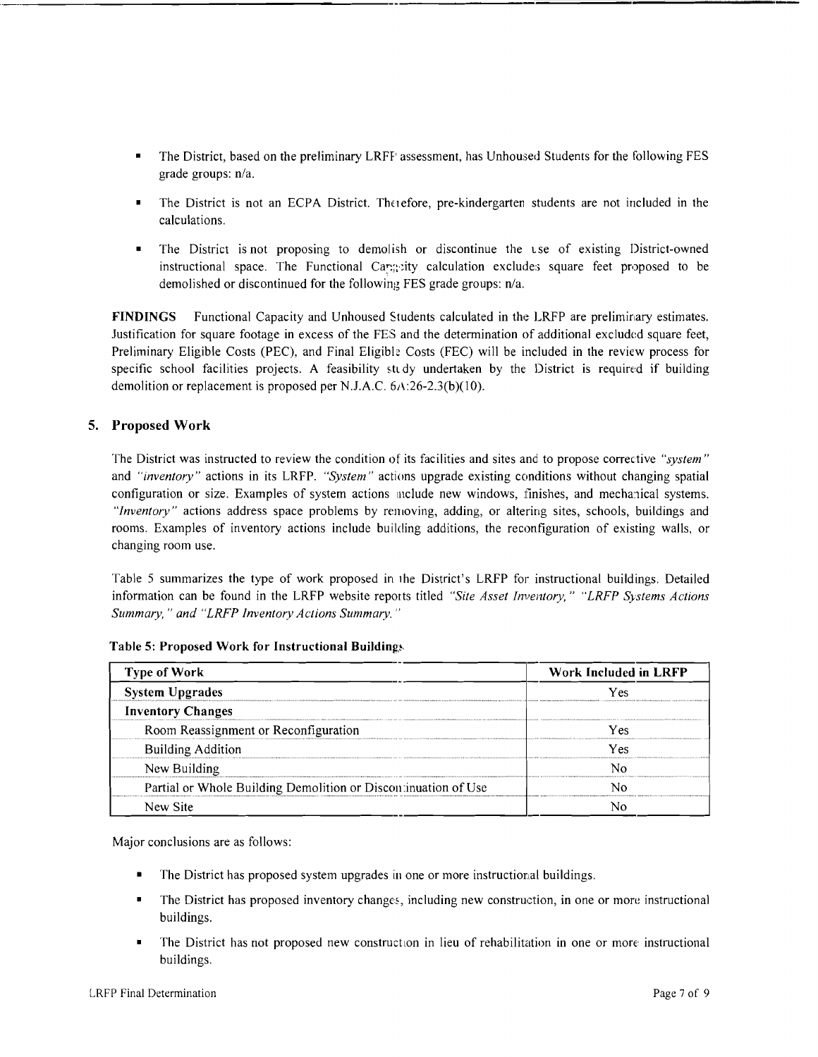- The District, based on the preliminary LRFP assessment, has Unhoused Students for the following FES grade groups: n/a.
- The District is not an ECPA District. Therefore, pre-kindergarten students are not included in the calculations.
- The District is not proposing to demolish or discontinue the use of existing District-owned instructional space. The Functional Capacity calculation excludes square feet proposed to be demolished or discontinued for the following FES grade groups: n/a.

**FINDINGS** Functional Capacity and Unhoused Students calculated in the LRFP are preliminary estimates. Justification for square footage in excess of the FES and the determination of additional excluded square feet, Preliminary Eligible Costs (PEC), and Final Eligible Costs (FEC) will be included in the review process for specific school facilities projects. A feasibility study undertaken by the District is required if building demolition or replacement is proposed per N.J.A.C. 6A:26-2.3(b)(10).

## 5. Proposed Work

The District was instructed to review the condition of its facilities and sites and to propose corrective *"system"* and *"inventory"* actions in its LRFP. *"System"* actions upgrade existing conditions without changing spatial configuration or size. Examples of system actions include new windows, finishes, and mechanical systems. *"Inventory"* actions address space problems by removing, adding, or altering sites, schools, buildings and rooms. Examples of inventory actions include building additions, the reconfiguration of existing walls, or changing room use.

Table 5 summarizes the type of work proposed in the District's LRFP for instructional buildings. Detailed information can be found in the LRFP website reports titled *"Site Asset Inventory," "LRFP Systems Actions Summary," and "LRFP Inventory Actions Summary."*

**Table 5: Proposed Work for Instructional Buildings**

| Type of Work | Work Included in LRFP |
|---|---|
| **System Upgrades** | Yes |
| **Inventory Changes** | |
| Room Reassignment or Reconfiguration | Yes |
| Building Addition | Yes |
| New Building | No |
| Partial or Whole Building Demolition or Discontinuation of Use | No |
| New Site | No |

Major conclusions are as follows:

- The District has proposed system upgrades in one or more instructional buildings.
- The District has proposed inventory changes, including new construction, in one or more instructional buildings.
- The District has not proposed new construction in lieu of rehabilitation in one or more instructional buildings.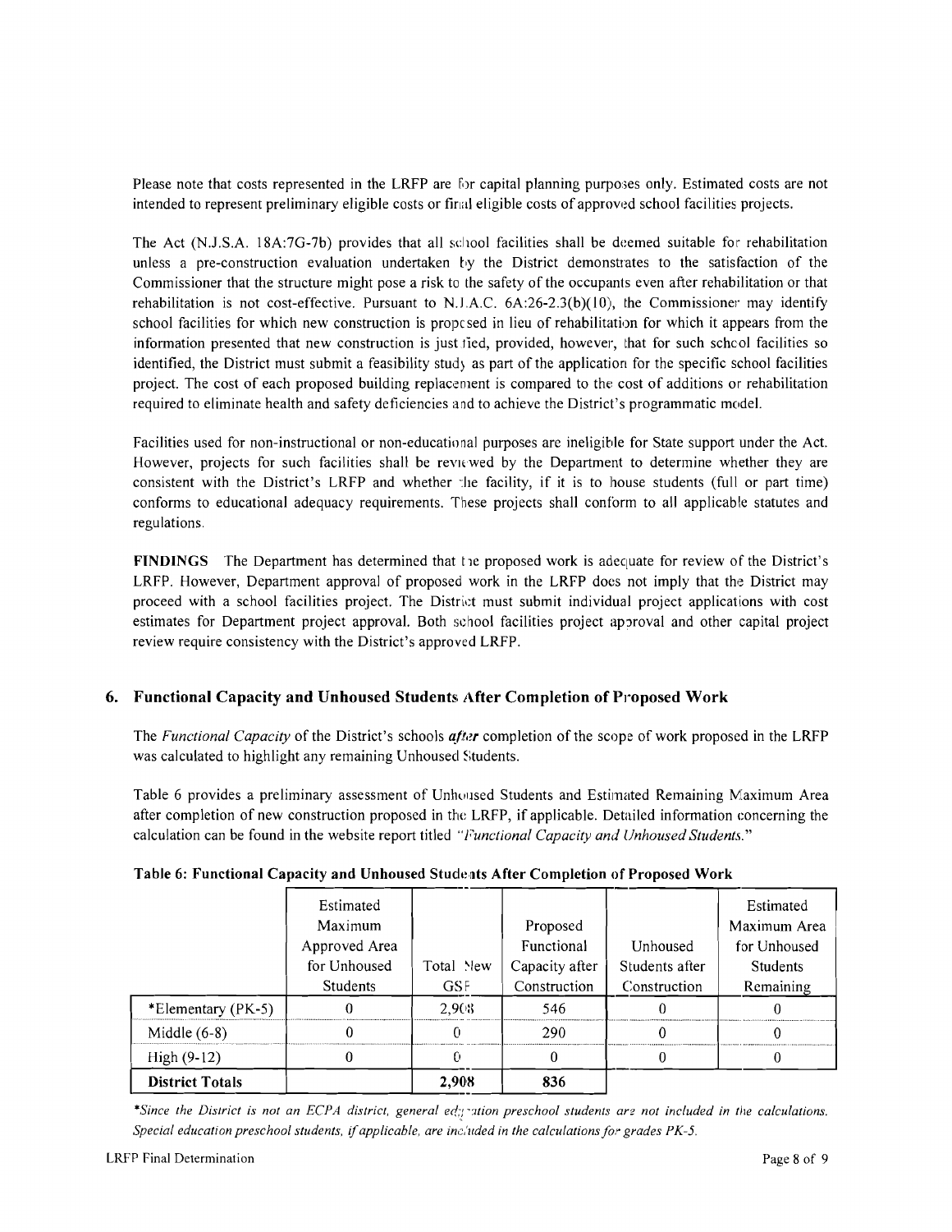Please note that costs represented in the LRFP are for capital planning purposes only. Estimated costs are not intended to represent preliminary eligible costs or final eligible costs of approved school facilities projects.

The Act (N.J.S.A. 18A:7G-7b) provides that all school facilities shall be deemed suitable for rehabilitation unless a pre-construction evaluation undertaken by the District demonstrates to the satisfaction of the Commissioner that the structure might pose a risk to the safety of the occupants even after rehabilitation or that rehabilitation is not cost-effective. Pursuant to N.J.A.C. 6A:26-2.3(b)(10), the Commissioner may identify school facilities for which new construction is proposed in lieu of rehabilitation for which it appears from the information presented that new construction is justified, provided, however, that for such school facilities so identified, the District must submit a feasibility study as part of the application for the specific school facilities project. The cost of each proposed building replacement is compared to the cost of additions or rehabilitation required to eliminate health and safety deficiencies and to achieve the District's programmatic model.

Facilities used for non-instructional or non-educational purposes are ineligible for State support under the Act. However, projects for such facilities shall be reviewed by the Department to determine whether they are consistent with the District's LRFP and whether the facility, if it is to house students (full or part time) conforms to educational adequacy requirements. These projects shall conform to all applicable statutes and regulations.

**FINDINGS** The Department has determined that the proposed work is adequate for review of the District's LRFP. However, Department approval of proposed work in the LRFP does not imply that the District may proceed with a school facilities project. The District must submit individual project applications with cost estimates for Department project approval. Both school facilities project approval and other capital project review require consistency with the District's approved LRFP.

## 6. Functional Capacity and Unhoused Students After Completion of Proposed Work

The *Functional Capacity* of the District's schools ***after*** completion of the scope of work proposed in the LRFP was calculated to highlight any remaining Unhoused Students.

Table 6 provides a preliminary assessment of Unhoused Students and Estimated Remaining Maximum Area after completion of new construction proposed in the LRFP, if applicable. Detailed information concerning the calculation can be found in the website report titled *"Functional Capacity and Unhoused Students."*

**Table 6: Functional Capacity and Unhoused Students After Completion of Proposed Work**

| | Estimated Maximum Approved Area for Unhoused Students | Total New GSF | Proposed Functional Capacity after Construction | Unhoused Students after Construction | Estimated Maximum Area for Unhoused Students Remaining |
|---|---|---|---|---|---|
| *Elementary (PK-5) | 0 | 2,908 | 546 | 0 | 0 |
| Middle (6-8) | 0 | 0 | 290 | 0 | 0 |
| High (9-12) | 0 | 0 | 0 | 0 | 0 |
| **District Totals** | | **2,908** | **836** | | |

*\*Since the District is not an ECPA district, general education preschool students are not included in the calculations. Special education preschool students, if applicable, are included in the calculations for grades PK-5.*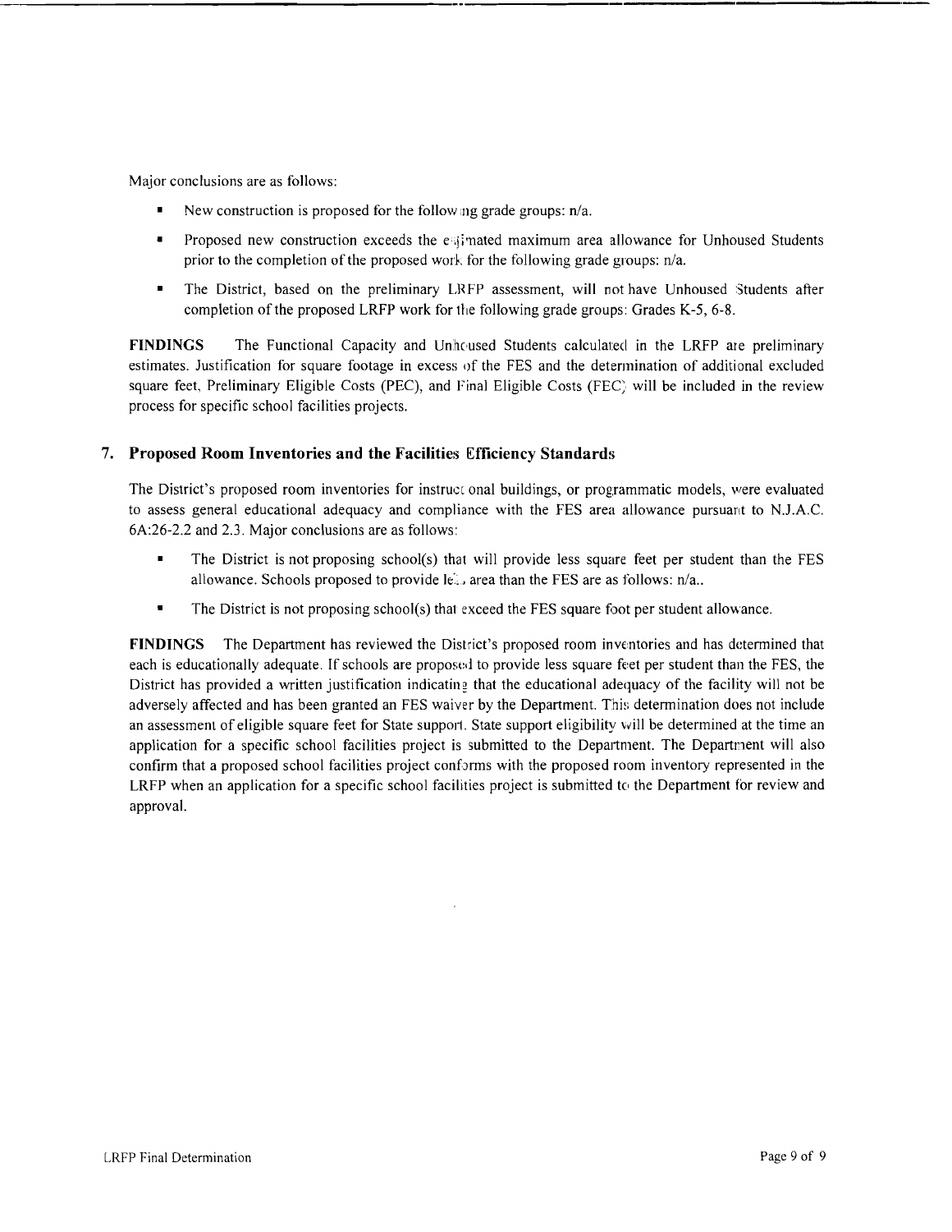Major conclusions are as follows:

- New construction is proposed for the following grade groups: n/a.
- Proposed new construction exceeds the estimated maximum area allowance for Unhoused Students prior to the completion of the proposed work for the following grade groups: n/a.
- The District, based on the preliminary LRFP assessment, will not have Unhoused Students after completion of the proposed LRFP work for the following grade groups: Grades K-5, 6-8.

**FINDINGS** The Functional Capacity and Unhoused Students calculated in the LRFP are preliminary estimates. Justification for square footage in excess of the FES and the determination of additional excluded square feet, Preliminary Eligible Costs (PEC), and Final Eligible Costs (FEC) will be included in the review process for specific school facilities projects.

## 7. Proposed Room Inventories and the Facilities Efficiency Standards

The District's proposed room inventories for instructional buildings, or programmatic models, were evaluated to assess general educational adequacy and compliance with the FES area allowance pursuant to N.J.A.C. 6A:26-2.2 and 2.3. Major conclusions are as follows:

- The District is not proposing school(s) that will provide less square feet per student than the FES allowance. Schools proposed to provide less area than the FES are as follows: n/a..
- The District is not proposing school(s) that exceed the FES square foot per student allowance.

**FINDINGS** The Department has reviewed the District's proposed room inventories and has determined that each is educationally adequate. If schools are proposed to provide less square feet per student than the FES, the District has provided a written justification indicating that the educational adequacy of the facility will not be adversely affected and has been granted an FES waiver by the Department. This determination does not include an assessment of eligible square feet for State support. State support eligibility will be determined at the time an application for a specific school facilities project is submitted to the Department. The Department will also confirm that a proposed school facilities project conforms with the proposed room inventory represented in the LRFP when an application for a specific school facilities project is submitted to the Department for review and approval.